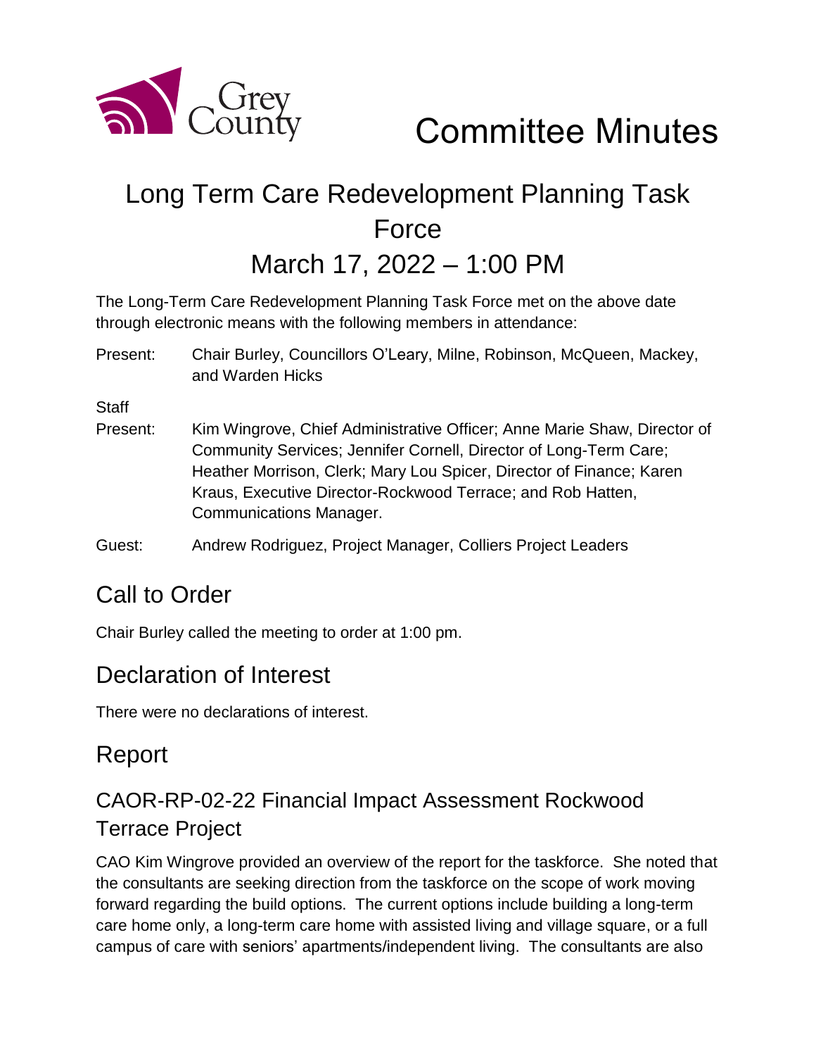# Committee Minutes

## Long Term Care Redevelopment Planning Task Force

## March 17, 2022 – 1:00 PM

The Long-Term Care Redevelopment Planning Task Force met on the above date through electronic means with the following members in attendance:

Present: Chair Burley, Councillors O'Leary, Milne, Robinson, McQueen, Mackey, and Warden Hicks

Staff Present: Kim Wingrove, Chief Administrative Officer; Anne Marie Shaw, Director of Community Services; Jennifer Cornell, Director of Long-Term Care; Heather Morrison, Clerk; Mary Lou Spicer, Director of Finance; Karen Kraus, Executive Director-Rockwood Terrace; and Rob Hatten, Communications Manager.

Guest: Andrew Rodriguez, Project Manager, Colliers Project Leaders

## Call to Order

Chair Burley called the meeting to order at 1:00 pm.

## Declaration of Interest

There were no declarations of interest.

## Report

### CAOR-RP-02-22 Financial Impact Assessment Rockwood Terrace Project

CAO Kim Wingrove provided an overview of the report for the taskforce. She noted that the consultants are seeking direction from the taskforce on the scope of work moving forward regarding the build options. The current options include building a long-term care home only, a long-term care home with assisted living and village square, or a full campus of care with seniors' apartments/independent living. The consultants are also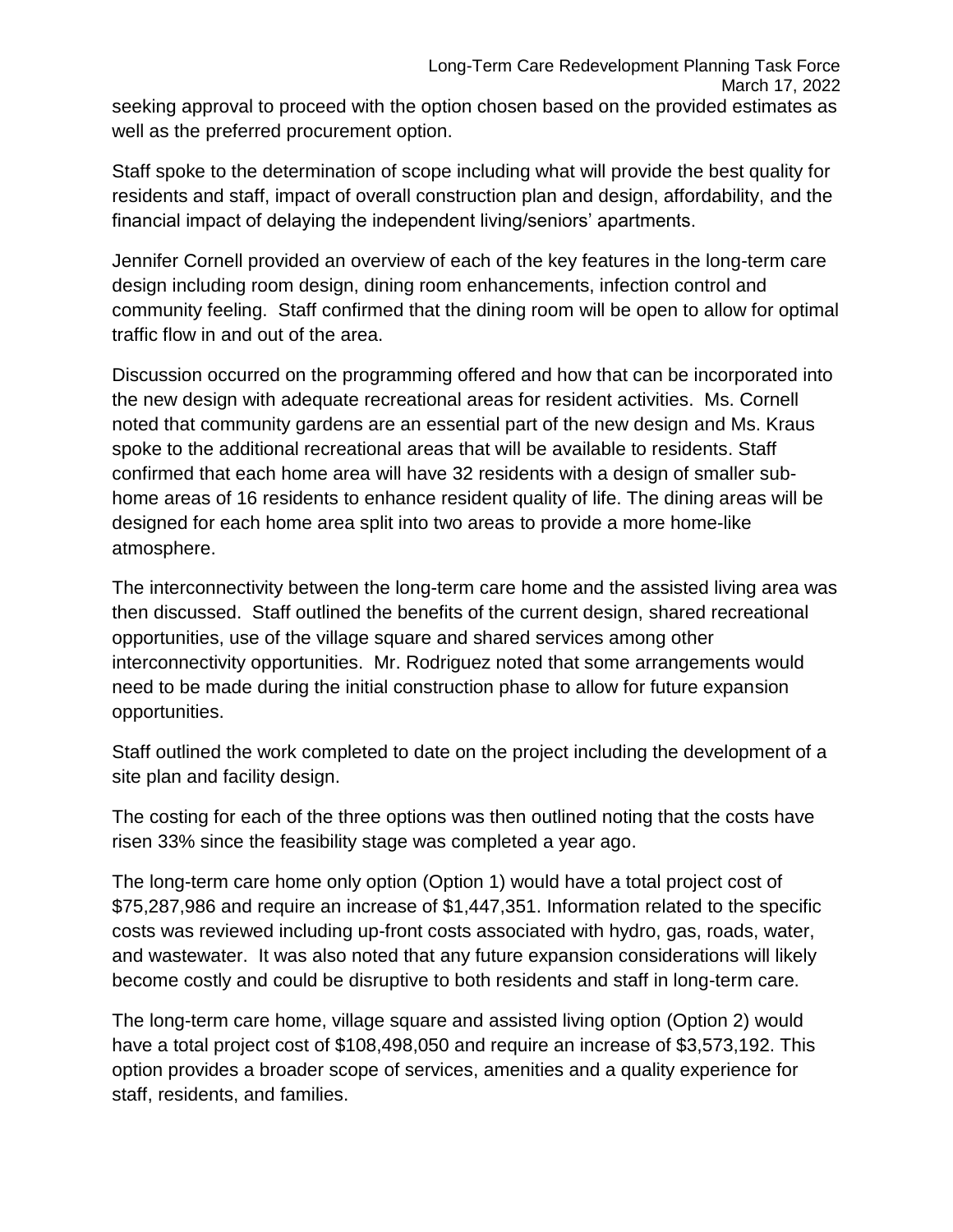seeking approval to proceed with the option chosen based on the provided estimates as well as the preferred procurement option.

Staff spoke to the determination of scope including what will provide the best quality for residents and staff, impact of overall construction plan and design, affordability, and the financial impact of delaying the independent living/seniors' apartments.

Jennifer Cornell provided an overview of each of the key features in the long-term care design including room design, dining room enhancements, infection control and community feeling. Staff confirmed that the dining room will be open to allow for optimal traffic flow in and out of the area.

Discussion occurred on the programming offered and how that can be incorporated into the new design with adequate recreational areas for resident activities. Ms. Cornell noted that community gardens are an essential part of the new design and Ms. Kraus spoke to the additional recreational areas that will be available to residents. Staff confirmed that each home area will have 32 residents with a design of smaller sub-home areas of 16 residents to enhance resident quality of life. The dining areas will be designed for each home area split into two areas to provide a more home-like atmosphere.

The interconnectivity between the long-term care home and the assisted living area was then discussed. Staff outlined the benefits of the current design, shared recreational opportunities, use of the village square and shared services among other interconnectivity opportunities. Mr. Rodriguez noted that some arrangements would need to be made during the initial construction phase to allow for future expansion opportunities.

Staff outlined the work completed to date on the project including the development of a site plan and facility design.

The costing for each of the three options was then outlined noting that the costs have risen 33% since the feasibility stage was completed a year ago.

The long-term care home only option (Option 1) would have a total project cost of $75,287,986 and require an increase of $1,447,351. Information related to the specific costs was reviewed including up-front costs associated with hydro, gas, roads, water, and wastewater. It was also noted that any future expansion considerations will likely become costly and could be disruptive to both residents and staff in long-term care.

The long-term care home, village square and assisted living option (Option 2) would have a total project cost of $108,498,050 and require an increase of $3,573,192. This option provides a broader scope of services, amenities and a quality experience for staff, residents, and families.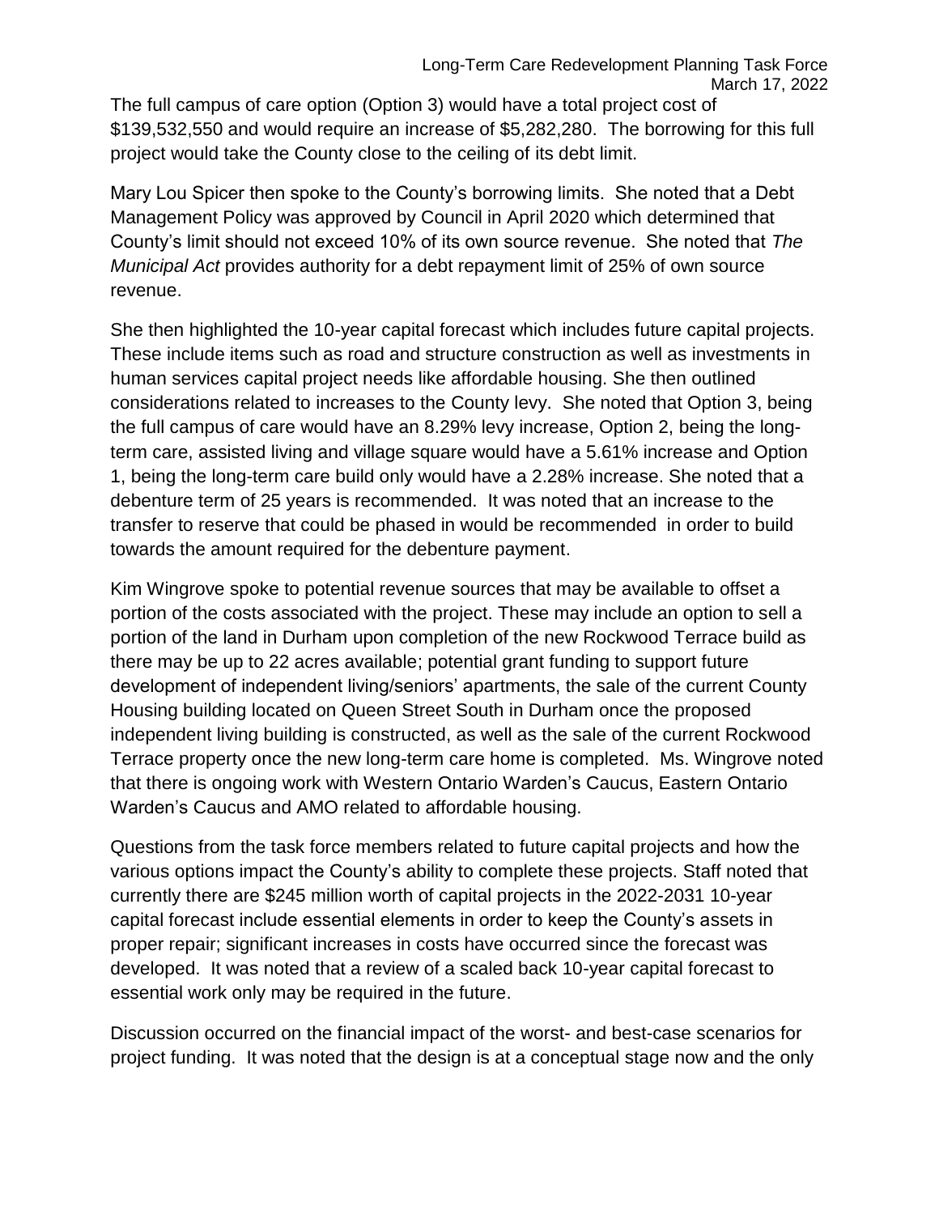The full campus of care option (Option 3) would have a total project cost of $139,532,550 and would require an increase of $5,282,280. The borrowing for this full project would take the County close to the ceiling of its debt limit.

Mary Lou Spicer then spoke to the County's borrowing limits. She noted that a Debt Management Policy was approved by Council in April 2020 which determined that County's limit should not exceed 10% of its own source revenue. She noted that *The Municipal Act* provides authority for a debt repayment limit of 25% of own source revenue.

She then highlighted the 10-year capital forecast which includes future capital projects. These include items such as road and structure construction as well as investments in human services capital project needs like affordable housing. She then outlined considerations related to increases to the County levy. She noted that Option 3, being the full campus of care would have an 8.29% levy increase, Option 2, being the long-term care, assisted living and village square would have a 5.61% increase and Option 1, being the long-term care build only would have a 2.28% increase. She noted that a debenture term of 25 years is recommended. It was noted that an increase to the transfer to reserve that could be phased in would be recommended in order to build towards the amount required for the debenture payment.

Kim Wingrove spoke to potential revenue sources that may be available to offset a portion of the costs associated with the project. These may include an option to sell a portion of the land in Durham upon completion of the new Rockwood Terrace build as there may be up to 22 acres available; potential grant funding to support future development of independent living/seniors' apartments, the sale of the current County Housing building located on Queen Street South in Durham once the proposed independent living building is constructed, as well as the sale of the current Rockwood Terrace property once the new long-term care home is completed. Ms. Wingrove noted that there is ongoing work with Western Ontario Warden's Caucus, Eastern Ontario Warden's Caucus and AMO related to affordable housing.

Questions from the task force members related to future capital projects and how the various options impact the County's ability to complete these projects. Staff noted that currently there are $245 million worth of capital projects in the 2022-2031 10-year capital forecast include essential elements in order to keep the County's assets in proper repair; significant increases in costs have occurred since the forecast was developed. It was noted that a review of a scaled back 10-year capital forecast to essential work only may be required in the future.

Discussion occurred on the financial impact of the worst- and best-case scenarios for project funding. It was noted that the design is at a conceptual stage now and the only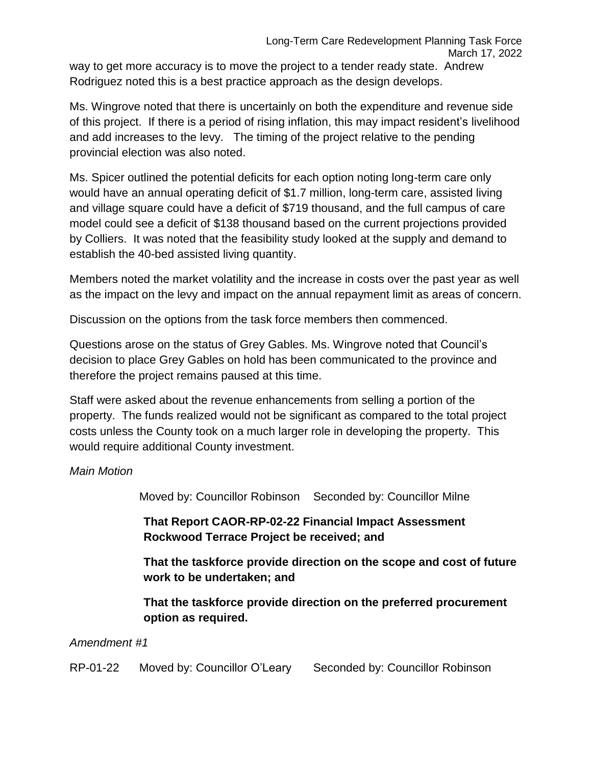way to get more accuracy is to move the project to a tender ready state. Andrew Rodriguez noted this is a best practice approach as the design develops.

Ms. Wingrove noted that there is uncertainly on both the expenditure and revenue side of this project. If there is a period of rising inflation, this may impact resident's livelihood and add increases to the levy. The timing of the project relative to the pending provincial election was also noted.

Ms. Spicer outlined the potential deficits for each option noting long-term care only would have an annual operating deficit of $1.7 million, long-term care, assisted living and village square could have a deficit of $719 thousand, and the full campus of care model could see a deficit of $138 thousand based on the current projections provided by Colliers. It was noted that the feasibility study looked at the supply and demand to establish the 40-bed assisted living quantity.

Members noted the market volatility and the increase in costs over the past year as well as the impact on the levy and impact on the annual repayment limit as areas of concern.

Discussion on the options from the task force members then commenced.

Questions arose on the status of Grey Gables. Ms. Wingrove noted that Council's decision to place Grey Gables on hold has been communicated to the province and therefore the project remains paused at this time.

Staff were asked about the revenue enhancements from selling a portion of the property. The funds realized would not be significant as compared to the total project costs unless the County took on a much larger role in developing the property. This would require additional County investment.

*Main Motion*

Moved by: Councillor Robinson Seconded by: Councillor Milne

**That Report CAOR-RP-02-22 Financial Impact Assessment Rockwood Terrace Project be received; and**

**That the taskforce provide direction on the scope and cost of future work to be undertaken; and**

**That the taskforce provide direction on the preferred procurement option as required.**

*Amendment #1*

RP-01-22 Moved by: Councillor O'Leary Seconded by: Councillor Robinson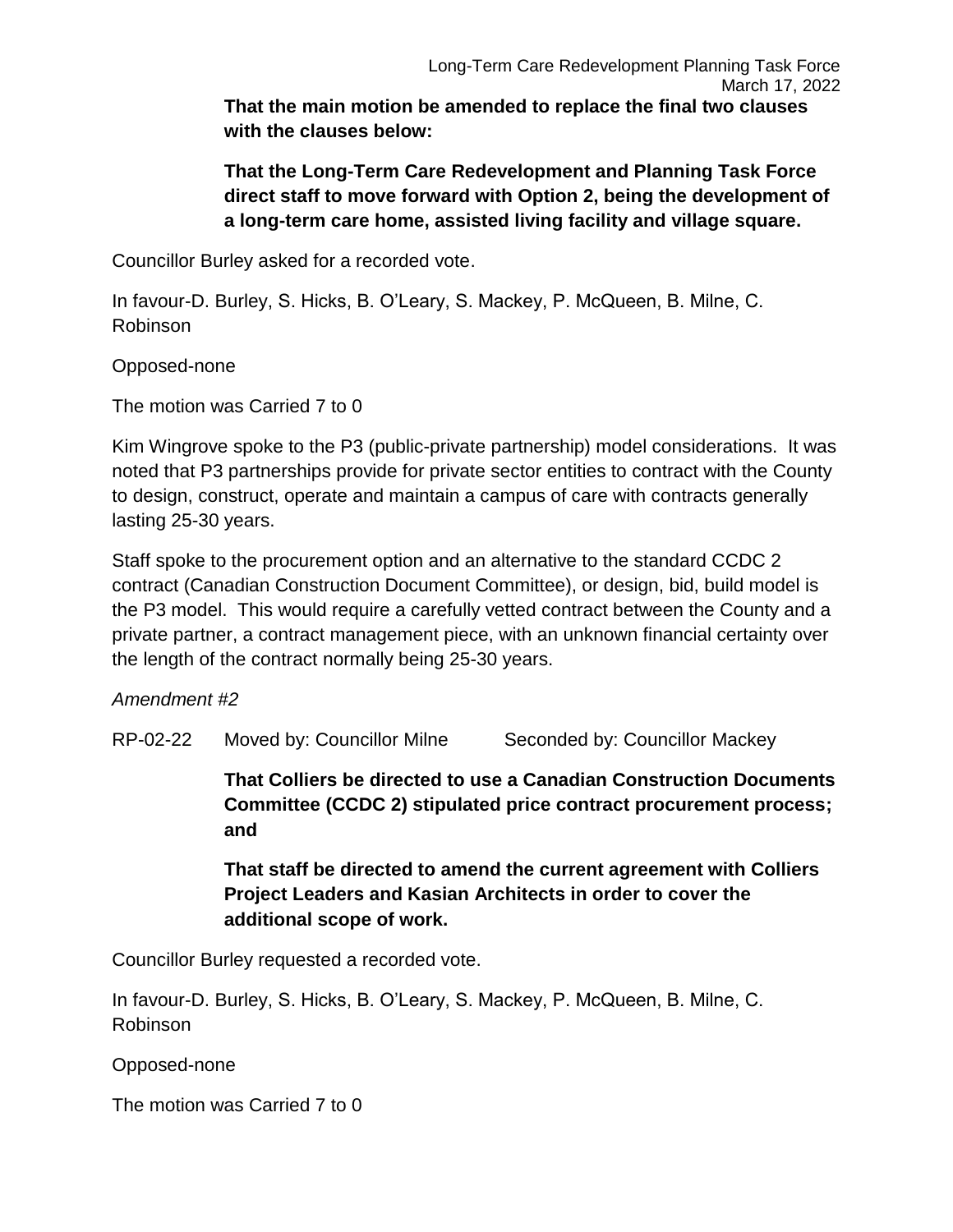**That the main motion be amended to replace the final two clauses with the clauses below:**

**That the Long-Term Care Redevelopment and Planning Task Force direct staff to move forward with Option 2, being the development of a long-term care home, assisted living facility and village square.**

Councillor Burley asked for a recorded vote.

In favour-D. Burley, S. Hicks, B. O'Leary, S. Mackey, P. McQueen, B. Milne, C. Robinson

Opposed-none

The motion was Carried 7 to 0

Kim Wingrove spoke to the P3 (public-private partnership) model considerations. It was noted that P3 partnerships provide for private sector entities to contract with the County to design, construct, operate and maintain a campus of care with contracts generally lasting 25-30 years.

Staff spoke to the procurement option and an alternative to the standard CCDC 2 contract (Canadian Construction Document Committee), or design, bid, build model is the P3 model. This would require a carefully vetted contract between the County and a private partner, a contract management piece, with an unknown financial certainty over the length of the contract normally being 25-30 years.

*Amendment #2*

RP-02-22 Moved by: Councillor Milne Seconded by: Councillor Mackey

**That Colliers be directed to use a Canadian Construction Documents Committee (CCDC 2) stipulated price contract procurement process; and**

**That staff be directed to amend the current agreement with Colliers Project Leaders and Kasian Architects in order to cover the additional scope of work.**

Councillor Burley requested a recorded vote.

In favour-D. Burley, S. Hicks, B. O'Leary, S. Mackey, P. McQueen, B. Milne, C. Robinson

Opposed-none

The motion was Carried 7 to 0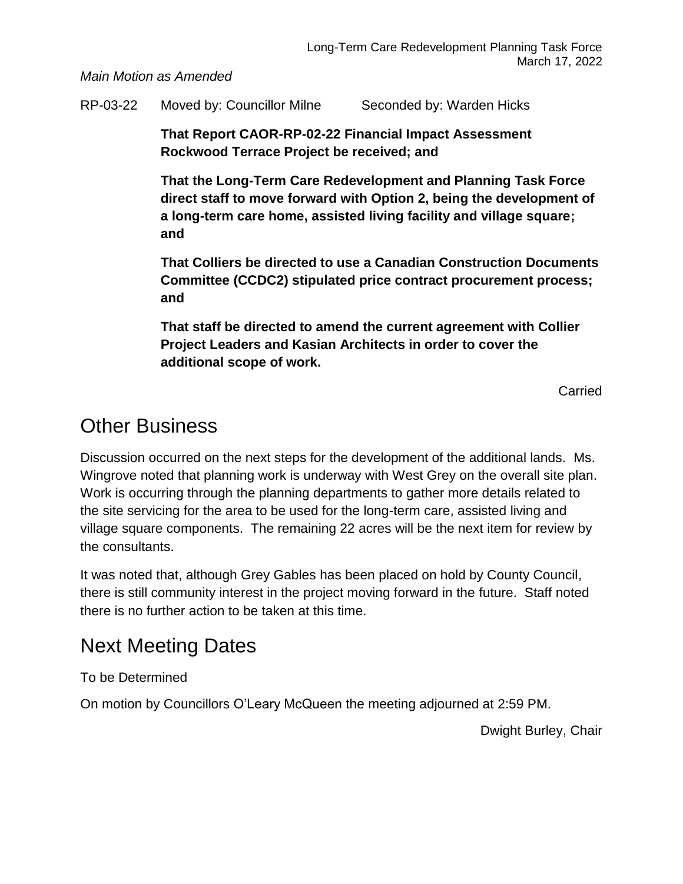*Main Motion as Amended*

RP-03-22 Moved by: Councillor Milne Seconded by: Warden Hicks

**That Report CAOR-RP-02-22 Financial Impact Assessment Rockwood Terrace Project be received; and**

**That the Long-Term Care Redevelopment and Planning Task Force direct staff to move forward with Option 2, being the development of a long-term care home, assisted living facility and village square; and**

**That Colliers be directed to use a Canadian Construction Documents Committee (CCDC2) stipulated price contract procurement process; and**

**That staff be directed to amend the current agreement with Collier Project Leaders and Kasian Architects in order to cover the additional scope of work.**

Carried

# Other Business

Discussion occurred on the next steps for the development of the additional lands. Ms. Wingrove noted that planning work is underway with West Grey on the overall site plan. Work is occurring through the planning departments to gather more details related to the site servicing for the area to be used for the long-term care, assisted living and village square components. The remaining 22 acres will be the next item for review by the consultants.

It was noted that, although Grey Gables has been placed on hold by County Council, there is still community interest in the project moving forward in the future. Staff noted there is no further action to be taken at this time.

# Next Meeting Dates

To be Determined

On motion by Councillors O'Leary McQueen the meeting adjourned at 2:59 PM.

Dwight Burley, Chair